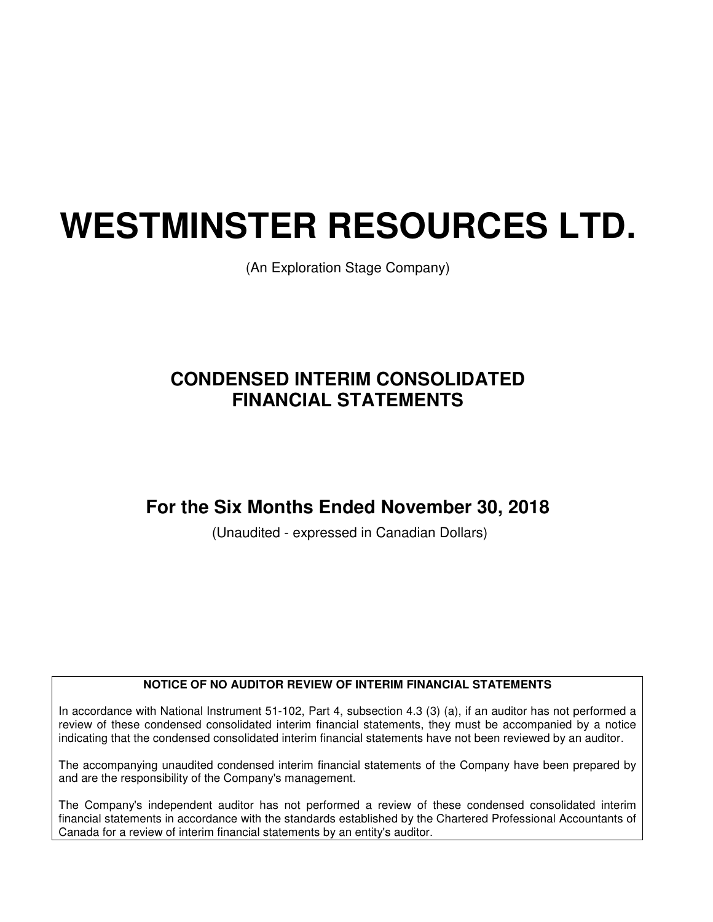# WESTMINSTER RESOURCES LTD.

(An Exploration Stage Company)

## CONDENSED INTERIM CONSOLIDATED FINANCIAL STATEMENTS

## For the Six Months Ended November 30, 2018

(Unaudited - expressed in Canadian Dollars)

**NOTICE OF NO AUDITOR REVIEW OF INTERIM FINANCIAL STATEMENTS**

In accordance with National Instrument 51-102, Part 4, subsection 4.3 (3) (a), if an auditor has not performed a review of these condensed consolidated interim financial statements, they must be accompanied by a notice indicating that the condensed consolidated interim financial statements have not been reviewed by an auditor.

The accompanying unaudited condensed interim financial statements of the Company have been prepared by and are the responsibility of the Company's management.

The Company's independent auditor has not performed a review of these condensed consolidated interim financial statements in accordance with the standards established by the Chartered Professional Accountants of Canada for a review of interim financial statements by an entity's auditor.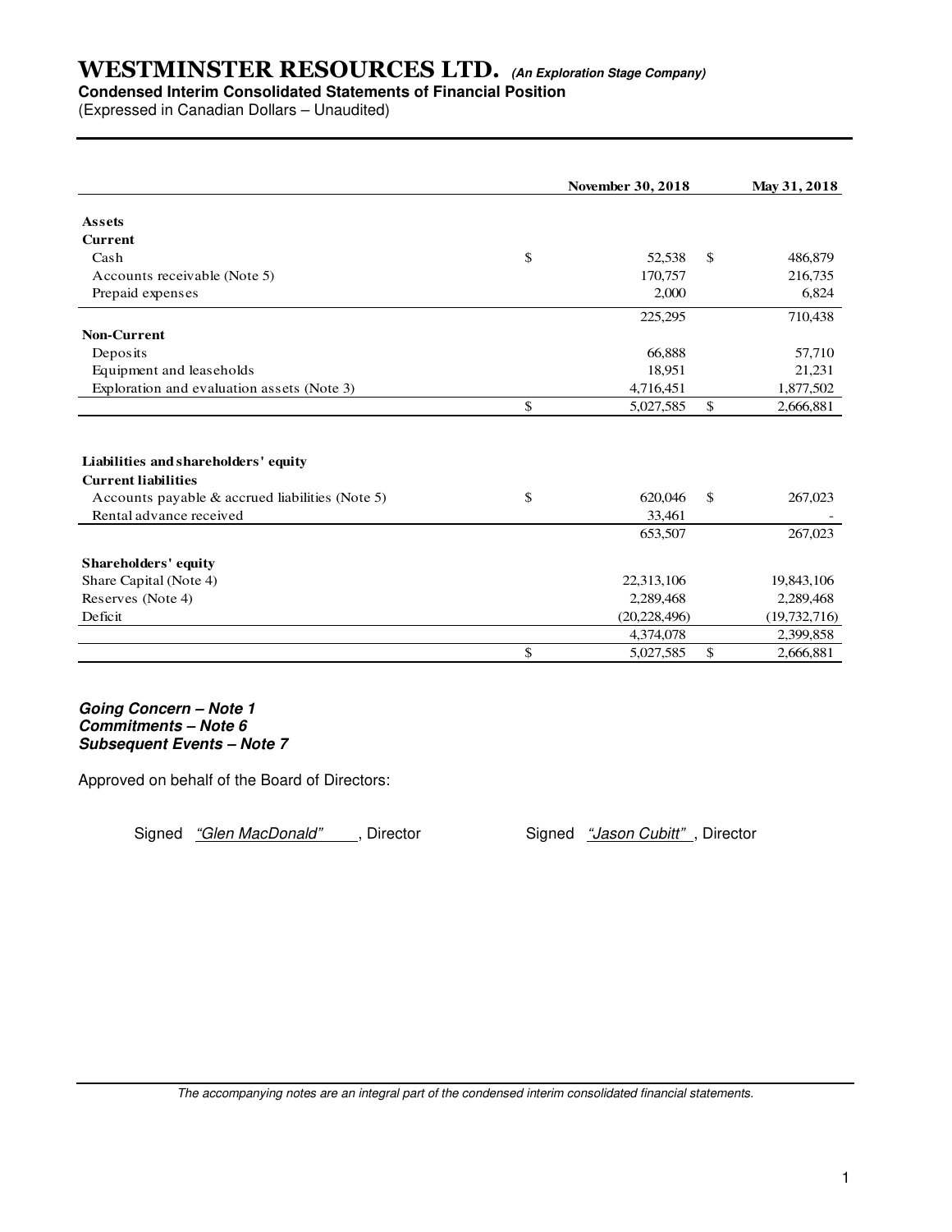# WESTMINSTER RESOURCES LTD. *(An Exploration Stage Company)*

**Condensed Interim Consolidated Statements of Financial Position**

(Expressed in Canadian Dollars – Unaudited)

| | November 30, 2018 | May 31, 2018 |
|---|---|---|
| **Assets** | | |
| **Current** | | |
| Cash | $ 52,538 | $ 486,879 |
| Accounts receivable (Note 5) | 170,757 | 216,735 |
| Prepaid expenses | 2,000 | 6,824 |
| | 225,295 | 710,438 |
| **Non-Current** | | |
| Deposits | 66,888 | 57,710 |
| Equipment and leaseholds | 18,951 | 21,231 |
| Exploration and evaluation assets (Note 3) | 4,716,451 | 1,877,502 |
| | $ 5,027,585 | $ 2,666,881 |
| | | |
| **Liabilities and shareholders' equity** | | |
| **Current liabilities** | | |
| Accounts payable & accrued liabilities (Note 5) | $ 620,046 | $ 267,023 |
| Rental advance received | 33,461 | - |
| | 653,507 | 267,023 |
| **Shareholders' equity** | | |
| Share Capital (Note 4) | 22,313,106 | 19,843,106 |
| Reserves (Note 4) | 2,289,468 | 2,289,468 |
| Deficit | (20,228,496) | (19,732,716) |
| | 4,374,078 | 2,399,858 |
| | $ 5,027,585 | $ 2,666,881 |

***Going Concern – Note 1***
***Commitments – Note 6***
***Subsequent Events – Note 7***

Approved on behalf of the Board of Directors:

Signed *"Glen MacDonald"* , Director  Signed *"Jason Cubitt"* , Director

*The accompanying notes are an integral part of the condensed interim consolidated financial statements.*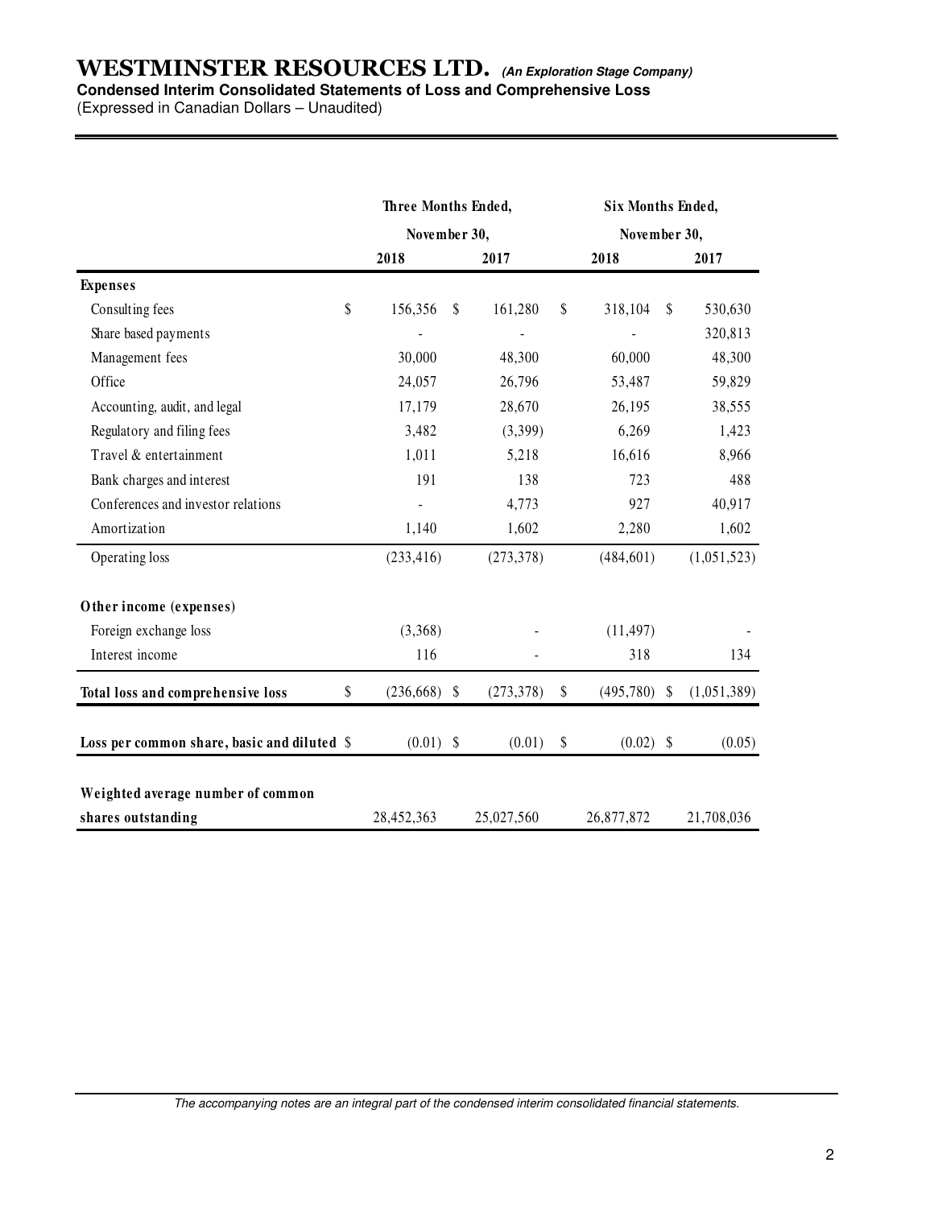# WESTMINSTER RESOURCES LTD. *(An Exploration Stage Company)*

**Condensed Interim Consolidated Statements of Loss and Comprehensive Loss**

(Expressed in Canadian Dollars – Unaudited)

| | Three Months Ended, November 30, | | Six Months Ended, November 30, | |
|---|---|---|---|---|
| | 2018 | 2017 | 2018 | 2017 |
| **Expenses** | | | | |
| Consulting fees | $ 156,356 | $ 161,280 | $ 318,104 | $ 530,630 |
| Share based payments | - | - | - | 320,813 |
| Management fees | 30,000 | 48,300 | 60,000 | 48,300 |
| Office | 24,057 | 26,796 | 53,487 | 59,829 |
| Accounting, audit, and legal | 17,179 | 28,670 | 26,195 | 38,555 |
| Regulatory and filing fees | 3,482 | (3,399) | 6,269 | 1,423 |
| Travel & entertainment | 1,011 | 5,218 | 16,616 | 8,966 |
| Bank charges and interest | 191 | 138 | 723 | 488 |
| Conferences and investor relations | - | 4,773 | 927 | 40,917 |
| Amortization | 1,140 | 1,602 | 2,280 | 1,602 |
| Operating loss | (233,416) | (273,378) | (484,601) | (1,051,523) |
| **Other income (expenses)** | | | | |
| Foreign exchange loss | (3,368) | - | (11,497) | - |
| Interest income | 116 | - | 318 | 134 |
| **Total loss and comprehensive loss** | $ (236,668) | $ (273,378) | $ (495,780) | $ (1,051,389) |
| **Loss per common share, basic and diluted** | $ (0.01) | $ (0.01) | $ (0.02) | $ (0.05) |
| **Weighted average number of common shares outstanding** | 28,452,363 | 25,027,560 | 26,877,872 | 21,708,036 |

*The accompanying notes are an integral part of the condensed interim consolidated financial statements.*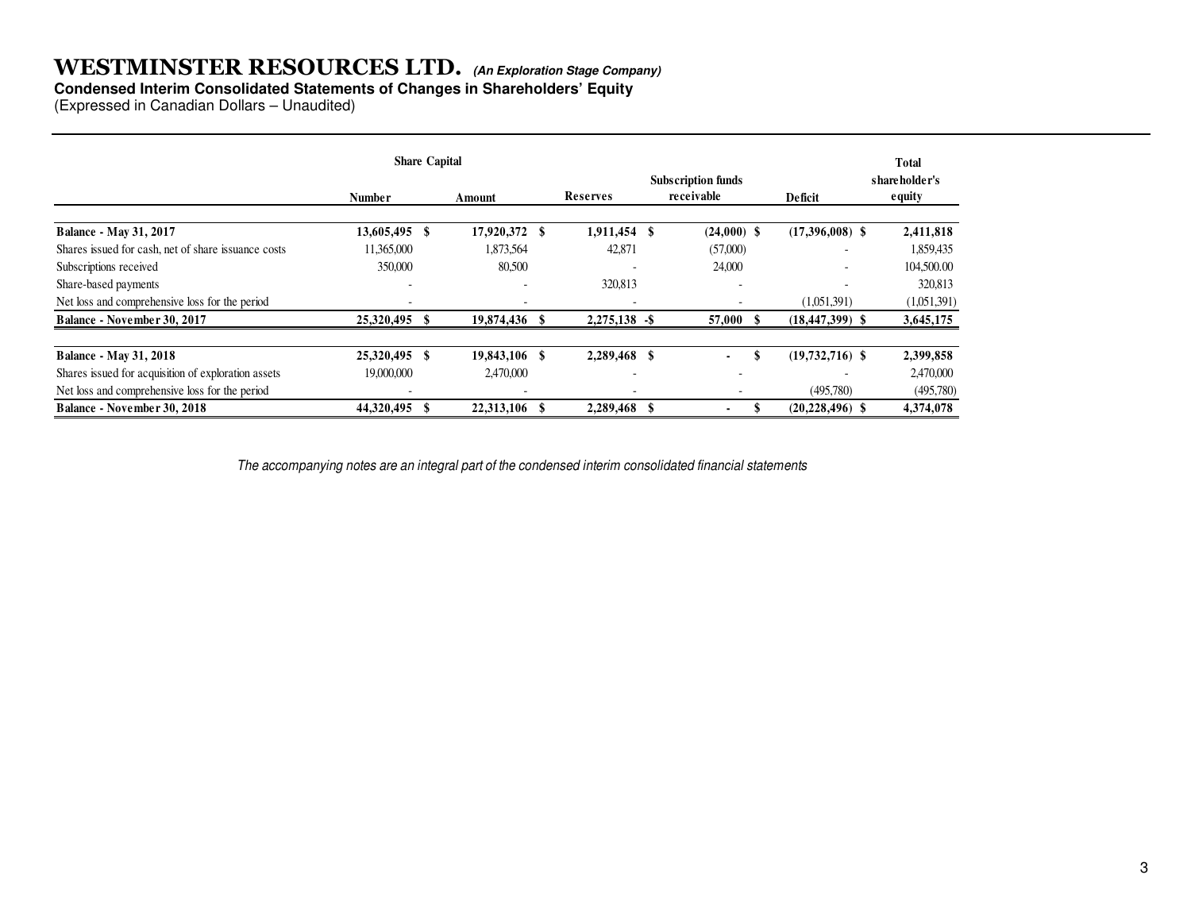# WESTMINSTER RESOURCES LTD. *(An Exploration Stage Company)*

**Condensed Interim Consolidated Statements of Changes in Shareholders' Equity**

(Expressed in Canadian Dollars – Unaudited)

| | Share Capital | | | | | |
|---|---|---|---|---|---|---|
| | Number | Amount | Reserves | Subscription funds receivable | Deficit | Total shareholder's equity |
| **Balance - May 31, 2017** | **13,605,495** | **$ 17,920,372** | **$ 1,911,454** | **$ (24,000)** | **$ (17,396,008)** | **$ 2,411,818** |
| Shares issued for cash, net of share issuance costs | 11,365,000 | 1,873,564 | 42,871 | (57,000) | - | 1,859,435 |
| Subscriptions received | 350,000 | 80,500 | - | 24,000 | - | 104,500.00 |
| Share-based payments | - | - | 320,813 | - | - | 320,813 |
| Net loss and comprehensive loss for the period | - | - | - | - | (1,051,391) | (1,051,391) |
| **Balance - November 30, 2017** | **25,320,495** | **$ 19,874,436** | **$ 2,275,138** | **-$ 57,000** | **$ (18,447,399)** | **$ 3,645,175** |
| | | | | | | |
| **Balance - May 31, 2018** | **25,320,495** | **$ 19,843,106** | **$ 2,289,468** | **$ -** | **$ (19,732,716)** | **$ 2,399,858** |
| Shares issued for acquisition of exploration assets | 19,000,000 | 2,470,000 | - | - | - | 2,470,000 |
| Net loss and comprehensive loss for the period | - | - | - | - | (495,780) | (495,780) |
| **Balance - November 30, 2018** | **44,320,495** | **$ 22,313,106** | **$ 2,289,468** | **$ -** | **$ (20,228,496)** | **$ 4,374,078** |

*The accompanying notes are an integral part of the condensed interim consolidated financial statements*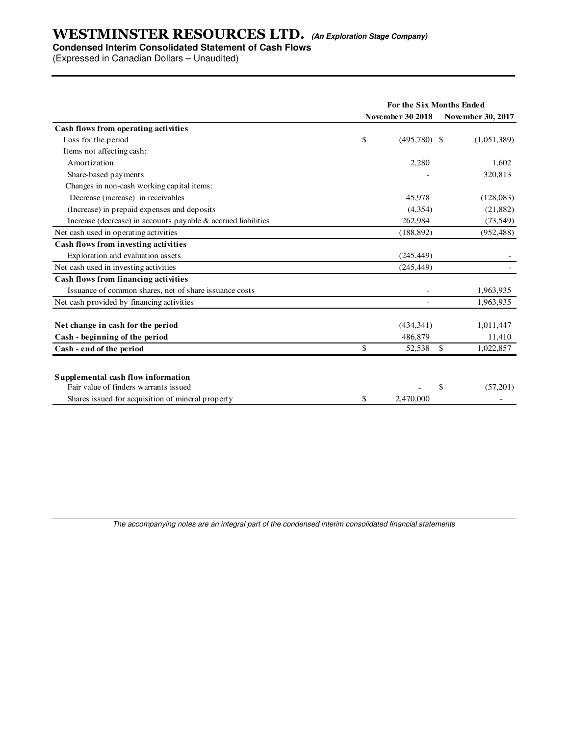# WESTMINSTER RESOURCES LTD. *(An Exploration Stage Company)*

**Condensed Interim Consolidated Statement of Cash Flows**

(Expressed in Canadian Dollars – Unaudited)

| | For the Six Months Ended | |
|---|---|---|
| | **November 30 2018** | **November 30, 2017** |
| **Cash flows from operating activities** | | |
| Loss for the period | $ (495,780) | $ (1,051,389) |
| Items not affecting cash: | | |
| Amortization | 2,280 | 1,602 |
| Share-based payments | - | 320,813 |
| Changes in non-cash working capital items: | | |
| Decrease (increase) in receivables | 45,978 | (128,083) |
| (Increase) in prepaid expenses and deposits | (4,354) | (21,882) |
| Increase (decrease) in accounts payable & accrued liabilities | 262,984 | (73,549) |
| Net cash used in operating activities | (188,892) | (952,488) |
| **Cash flows from investing activities** | | |
| Exploration and evaluation assets | (245,449) | - |
| Net cash used in investing activities | (245,449) | - |
| **Cash flows from financing activities** | | |
| Issuance of common shares, net of share issuance costs | - | 1,963,935 |
| Net cash provided by financing activities | - | 1,963,935 |
| | | |
| **Net change in cash for the period** | (434,341) | 1,011,447 |
| **Cash - beginning of the period** | 486,879 | 11,410 |
| **Cash - end of the period** | $ 52,538 | $ 1,022,857 |
| | | |
| **Supplemental cash flow information** | | |
| Fair value of finders warrants issued | - | $ (57,201) |
| Shares issued for acquisition of mineral property | $ 2,470,000 | - |

*The accompanying notes are an integral part of the condensed interim consolidated financial statements*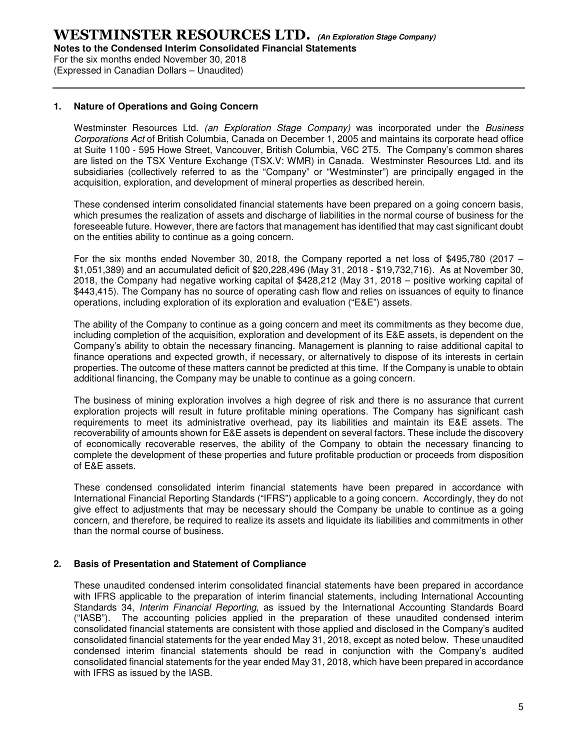## 1. Nature of Operations and Going Concern

Westminster Resources Ltd. *(an Exploration Stage Company)* was incorporated under the *Business Corporations Act* of British Columbia, Canada on December 1, 2005 and maintains its corporate head office at Suite 1100 - 595 Howe Street, Vancouver, British Columbia, V6C 2T5. The Company's common shares are listed on the TSX Venture Exchange (TSX.V: WMR) in Canada. Westminster Resources Ltd. and its subsidiaries (collectively referred to as the "Company" or "Westminster") are principally engaged in the acquisition, exploration, and development of mineral properties as described herein.

These condensed interim consolidated financial statements have been prepared on a going concern basis, which presumes the realization of assets and discharge of liabilities in the normal course of business for the foreseeable future. However, there are factors that management has identified that may cast significant doubt on the entities ability to continue as a going concern.

For the six months ended November 30, 2018, the Company reported a net loss of $495,780 (2017 – $1,051,389) and an accumulated deficit of $20,228,496 (May 31, 2018 - $19,732,716). As at November 30, 2018, the Company had negative working capital of $428,212 (May 31, 2018 – positive working capital of $443,415). The Company has no source of operating cash flow and relies on issuances of equity to finance operations, including exploration of its exploration and evaluation ("E&E") assets.

The ability of the Company to continue as a going concern and meet its commitments as they become due, including completion of the acquisition, exploration and development of its E&E assets, is dependent on the Company's ability to obtain the necessary financing. Management is planning to raise additional capital to finance operations and expected growth, if necessary, or alternatively to dispose of its interests in certain properties. The outcome of these matters cannot be predicted at this time. If the Company is unable to obtain additional financing, the Company may be unable to continue as a going concern.

The business of mining exploration involves a high degree of risk and there is no assurance that current exploration projects will result in future profitable mining operations. The Company has significant cash requirements to meet its administrative overhead, pay its liabilities and maintain its E&E assets. The recoverability of amounts shown for E&E assets is dependent on several factors. These include the discovery of economically recoverable reserves, the ability of the Company to obtain the necessary financing to complete the development of these properties and future profitable production or proceeds from disposition of E&E assets.

These condensed consolidated interim financial statements have been prepared in accordance with International Financial Reporting Standards ("IFRS") applicable to a going concern. Accordingly, they do not give effect to adjustments that may be necessary should the Company be unable to continue as a going concern, and therefore, be required to realize its assets and liquidate its liabilities and commitments in other than the normal course of business.

## 2. Basis of Presentation and Statement of Compliance

These unaudited condensed interim consolidated financial statements have been prepared in accordance with IFRS applicable to the preparation of interim financial statements, including International Accounting Standards 34, *Interim Financial Reporting*, as issued by the International Accounting Standards Board ("IASB"). The accounting policies applied in the preparation of these unaudited condensed interim consolidated financial statements are consistent with those applied and disclosed in the Company's audited consolidated financial statements for the year ended May 31, 2018, except as noted below. These unaudited condensed interim financial statements should be read in conjunction with the Company's audited consolidated financial statements for the year ended May 31, 2018, which have been prepared in accordance with IFRS as issued by the IASB.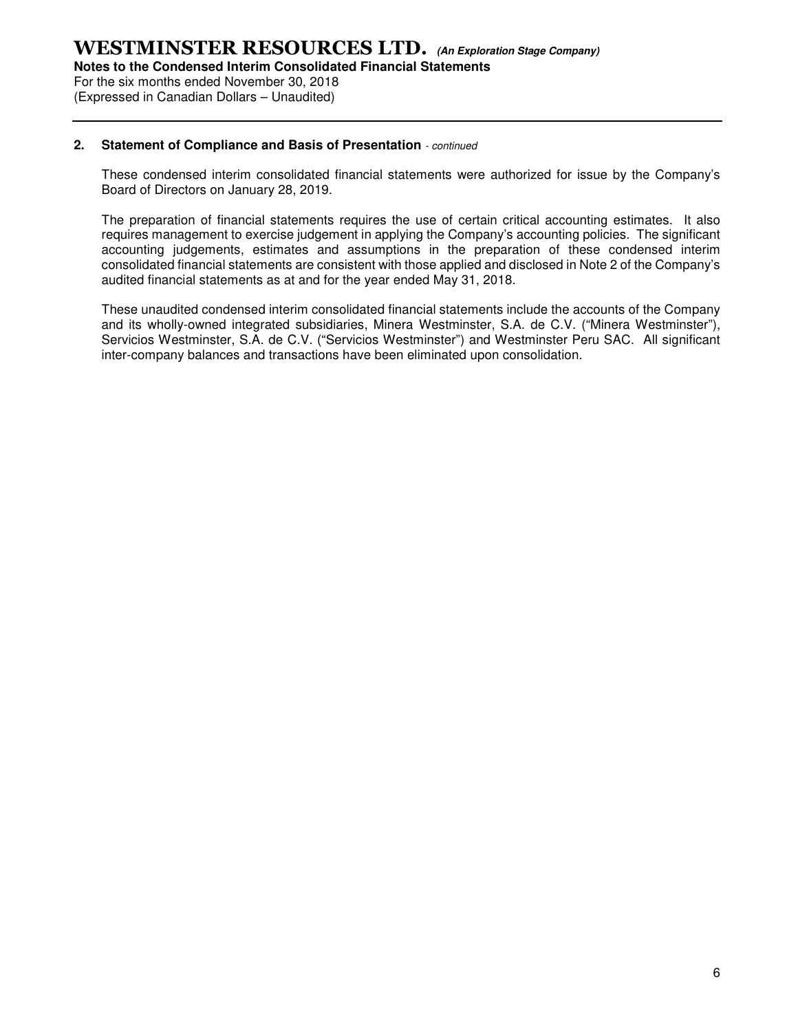## 2. Statement of Compliance and Basis of Presentation *- continued*

These condensed interim consolidated financial statements were authorized for issue by the Company's Board of Directors on January 28, 2019.

The preparation of financial statements requires the use of certain critical accounting estimates. It also requires management to exercise judgement in applying the Company's accounting policies. The significant accounting judgements, estimates and assumptions in the preparation of these condensed interim consolidated financial statements are consistent with those applied and disclosed in Note 2 of the Company's audited financial statements as at and for the year ended May 31, 2018.

These unaudited condensed interim consolidated financial statements include the accounts of the Company and its wholly-owned integrated subsidiaries, Minera Westminster, S.A. de C.V. ("Minera Westminster"), Servicios Westminster, S.A. de C.V. ("Servicios Westminster") and Westminster Peru SAC. All significant inter-company balances and transactions have been eliminated upon consolidation.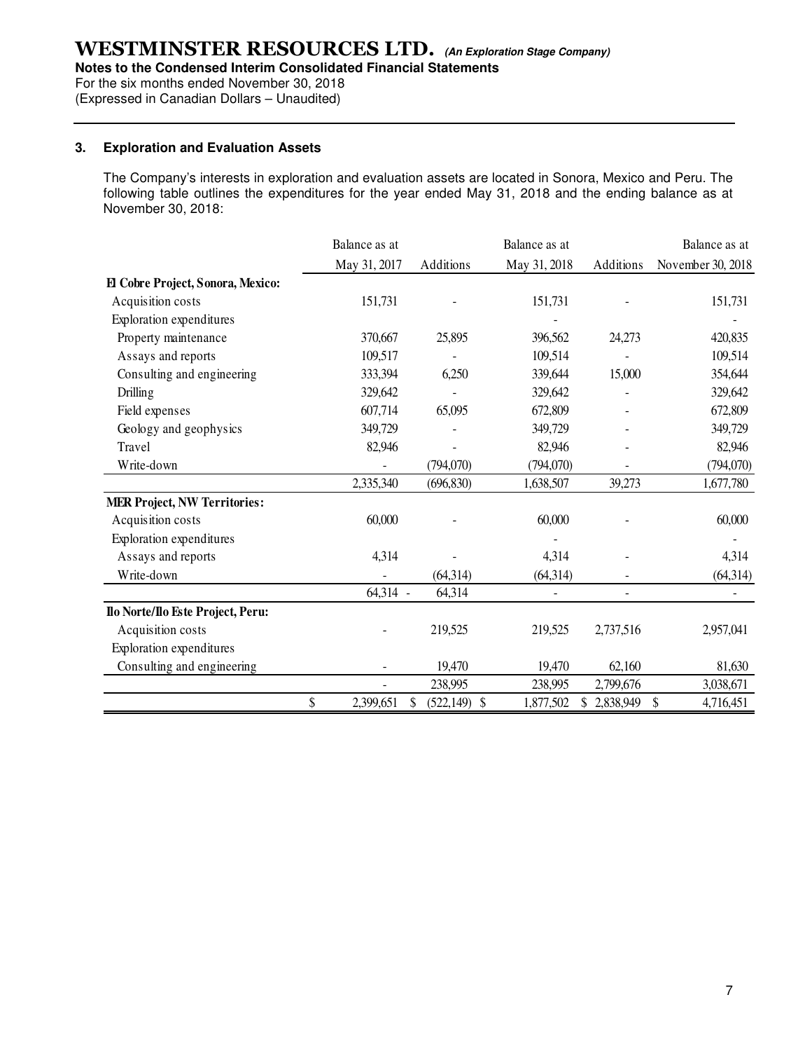### 3. Exploration and Evaluation Assets

The Company's interests in exploration and evaluation assets are located in Sonora, Mexico and Peru. The following table outlines the expenditures for the year ended May 31, 2018 and the ending balance as at November 30, 2018:

| | Balance as at May 31, 2017 | Additions | Balance as at May 31, 2018 | Additions | Balance as at November 30, 2018 |
|---|---|---|---|---|---|
| **El Cobre Project, Sonora, Mexico:** | | | | | |
| Acquisition costs | 151,731 | - | 151,731 | - | 151,731 |
| Exploration expenditures | | | - | | - |
| Property maintenance | 370,667 | 25,895 | 396,562 | 24,273 | 420,835 |
| Assays and reports | 109,517 | - | 109,514 | - | 109,514 |
| Consulting and engineering | 333,394 | 6,250 | 339,644 | 15,000 | 354,644 |
| Drilling | 329,642 | - | 329,642 | - | 329,642 |
| Field expenses | 607,714 | 65,095 | 672,809 | - | 672,809 |
| Geology and geophysics | 349,729 | - | 349,729 | - | 349,729 |
| Travel | 82,946 | - | 82,946 | - | 82,946 |
| Write-down | - | (794,070) | (794,070) | - | (794,070) |
| | 2,335,340 | (696,830) | 1,638,507 | 39,273 | 1,677,780 |
| **MER Project, NW Territories:** | | | | | |
| Acquisition costs | 60,000 | - | 60,000 | - | 60,000 |
| Exploration expenditures | | | - | | - |
| Assays and reports | 4,314 | - | 4,314 | - | 4,314 |
| Write-down | - | (64,314) | (64,314) | - | (64,314) |
| | 64,314 - | 64,314 | - | - | - |
| **Ilo Norte/Ilo Este Project, Peru:** | | | | | |
| Acquisition costs | - | 219,525 | 219,525 | 2,737,516 | 2,957,041 |
| Exploration expenditures | | | | | |
| Consulting and engineering | - | 19,470 | 19,470 | 62,160 | 81,630 |
| | - | 238,995 | 238,995 | 2,799,676 | 3,038,671 |
| | $ 2,399,651 | $ (522,149) | $ 1,877,502 | $ 2,838,949 | $ 4,716,451 |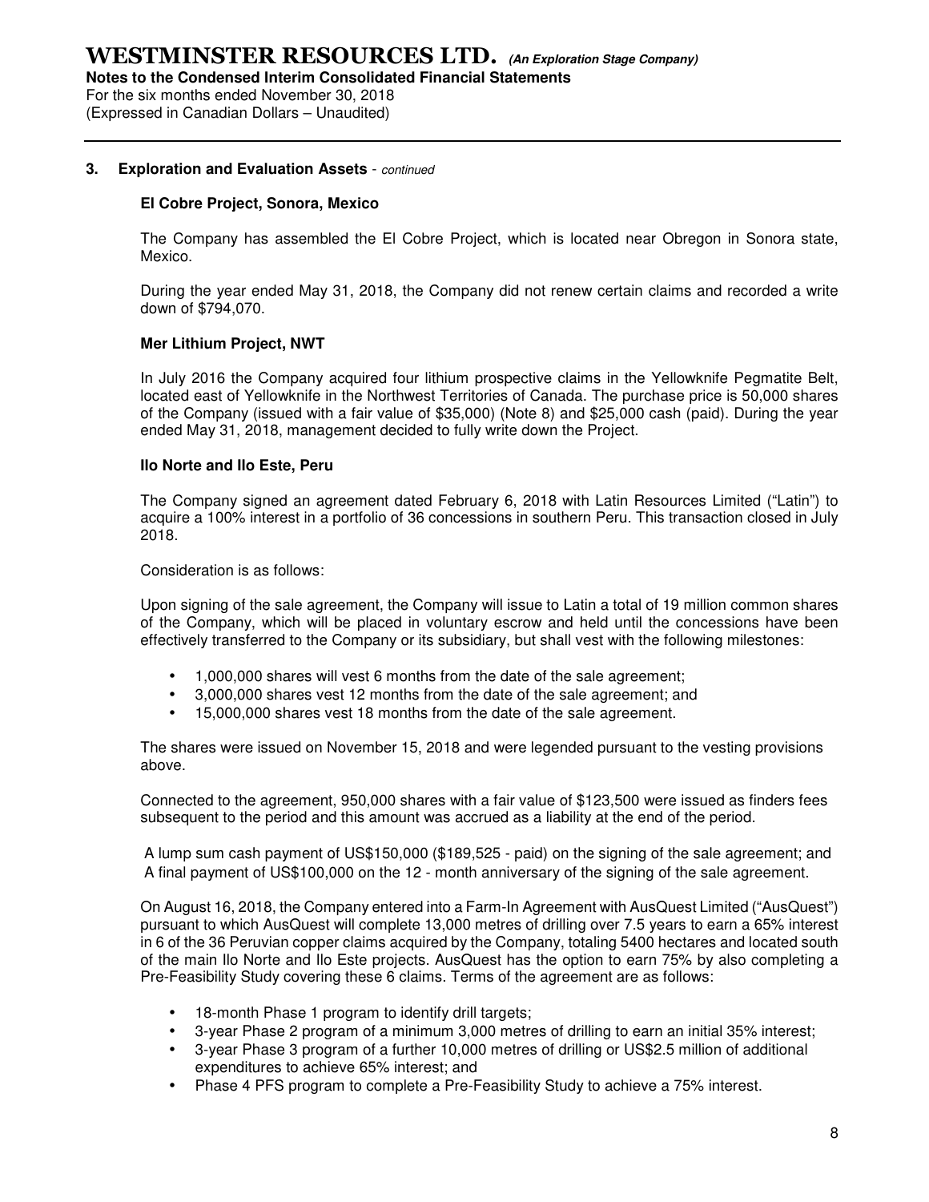### 3. Exploration and Evaluation Assets - *continued*

**El Cobre Project, Sonora, Mexico**

The Company has assembled the El Cobre Project, which is located near Obregon in Sonora state, Mexico.

During the year ended May 31, 2018, the Company did not renew certain claims and recorded a write down of $794,070.

**Mer Lithium Project, NWT**

In July 2016 the Company acquired four lithium prospective claims in the Yellowknife Pegmatite Belt, located east of Yellowknife in the Northwest Territories of Canada. The purchase price is 50,000 shares of the Company (issued with a fair value of $35,000) (Note 8) and $25,000 cash (paid). During the year ended May 31, 2018, management decided to fully write down the Project.

**Ilo Norte and Ilo Este, Peru**

The Company signed an agreement dated February 6, 2018 with Latin Resources Limited ("Latin") to acquire a 100% interest in a portfolio of 36 concessions in southern Peru. This transaction closed in July 2018.

Consideration is as follows:

Upon signing of the sale agreement, the Company will issue to Latin a total of 19 million common shares of the Company, which will be placed in voluntary escrow and held until the concessions have been effectively transferred to the Company or its subsidiary, but shall vest with the following milestones:

- 1,000,000 shares will vest 6 months from the date of the sale agreement;
- 3,000,000 shares vest 12 months from the date of the sale agreement; and
- 15,000,000 shares vest 18 months from the date of the sale agreement.

The shares were issued on November 15, 2018 and were legended pursuant to the vesting provisions above.

Connected to the agreement, 950,000 shares with a fair value of $123,500 were issued as finders fees subsequent to the period and this amount was accrued as a liability at the end of the period.

A lump sum cash payment of US$150,000 ($189,525 - paid) on the signing of the sale agreement; and
A final payment of US$100,000 on the 12 - month anniversary of the signing of the sale agreement.

On August 16, 2018, the Company entered into a Farm-In Agreement with AusQuest Limited ("AusQuest") pursuant to which AusQuest will complete 13,000 metres of drilling over 7.5 years to earn a 65% interest in 6 of the 36 Peruvian copper claims acquired by the Company, totaling 5400 hectares and located south of the main Ilo Norte and Ilo Este projects. AusQuest has the option to earn 75% by also completing a Pre-Feasibility Study covering these 6 claims. Terms of the agreement are as follows:

- 18-month Phase 1 program to identify drill targets;
- 3-year Phase 2 program of a minimum 3,000 metres of drilling to earn an initial 35% interest;
- 3-year Phase 3 program of a further 10,000 metres of drilling or US$2.5 million of additional expenditures to achieve 65% interest; and
- Phase 4 PFS program to complete a Pre-Feasibility Study to achieve a 75% interest.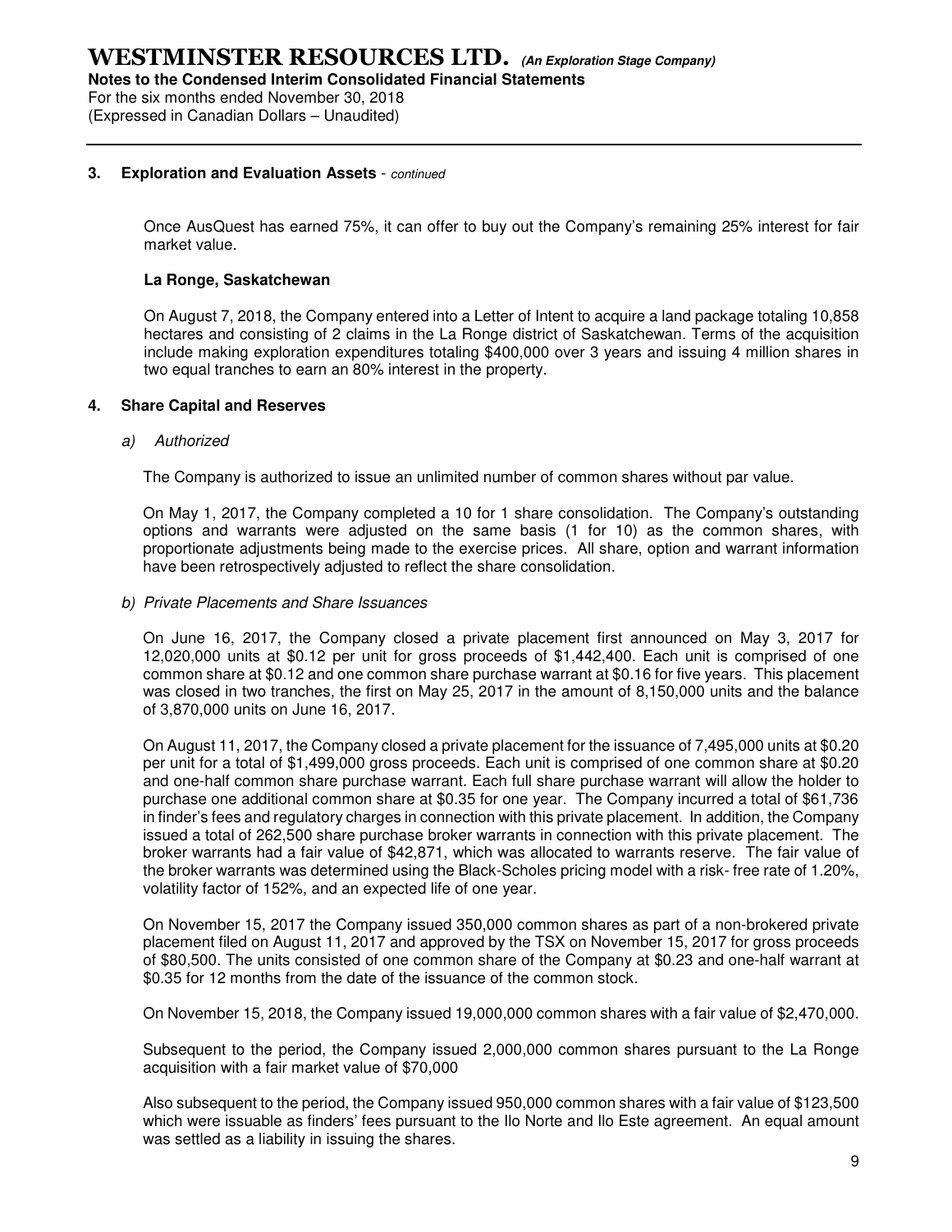### 3. Exploration and Evaluation Assets - *continued*

Once AusQuest has earned 75%, it can offer to buy out the Company's remaining 25% interest for fair market value.

**La Ronge, Saskatchewan**

On August 7, 2018, the Company entered into a Letter of Intent to acquire a land package totaling 10,858 hectares and consisting of 2 claims in the La Ronge district of Saskatchewan. Terms of the acquisition include making exploration expenditures totaling $400,000 over 3 years and issuing 4 million shares in two equal tranches to earn an 80% interest in the property.

### 4. Share Capital and Reserves

*a) Authorized*

The Company is authorized to issue an unlimited number of common shares without par value.

On May 1, 2017, the Company completed a 10 for 1 share consolidation. The Company's outstanding options and warrants were adjusted on the same basis (1 for 10) as the common shares, with proportionate adjustments being made to the exercise prices. All share, option and warrant information have been retrospectively adjusted to reflect the share consolidation.

*b) Private Placements and Share Issuances*

On June 16, 2017, the Company closed a private placement first announced on May 3, 2017 for 12,020,000 units at $0.12 per unit for gross proceeds of $1,442,400. Each unit is comprised of one common share at $0.12 and one common share purchase warrant at $0.16 for five years. This placement was closed in two tranches, the first on May 25, 2017 in the amount of 8,150,000 units and the balance of 3,870,000 units on June 16, 2017.

On August 11, 2017, the Company closed a private placement for the issuance of 7,495,000 units at $0.20 per unit for a total of $1,499,000 gross proceeds. Each unit is comprised of one common share at $0.20 and one-half common share purchase warrant. Each full share purchase warrant will allow the holder to purchase one additional common share at $0.35 for one year. The Company incurred a total of $61,736 in finder's fees and regulatory charges in connection with this private placement. In addition, the Company issued a total of 262,500 share purchase broker warrants in connection with this private placement. The broker warrants had a fair value of $42,871, which was allocated to warrants reserve. The fair value of the broker warrants was determined using the Black-Scholes pricing model with a risk- free rate of 1.20%, volatility factor of 152%, and an expected life of one year.

On November 15, 2017 the Company issued 350,000 common shares as part of a non-brokered private placement filed on August 11, 2017 and approved by the TSX on November 15, 2017 for gross proceeds of $80,500. The units consisted of one common share of the Company at $0.23 and one-half warrant at $0.35 for 12 months from the date of the issuance of the common stock.

On November 15, 2018, the Company issued 19,000,000 common shares with a fair value of $2,470,000.

Subsequent to the period, the Company issued 2,000,000 common shares pursuant to the La Ronge acquisition with a fair market value of $70,000

Also subsequent to the period, the Company issued 950,000 common shares with a fair value of $123,500 which were issuable as finders' fees pursuant to the Ilo Norte and Ilo Este agreement. An equal amount was settled as a liability in issuing the shares.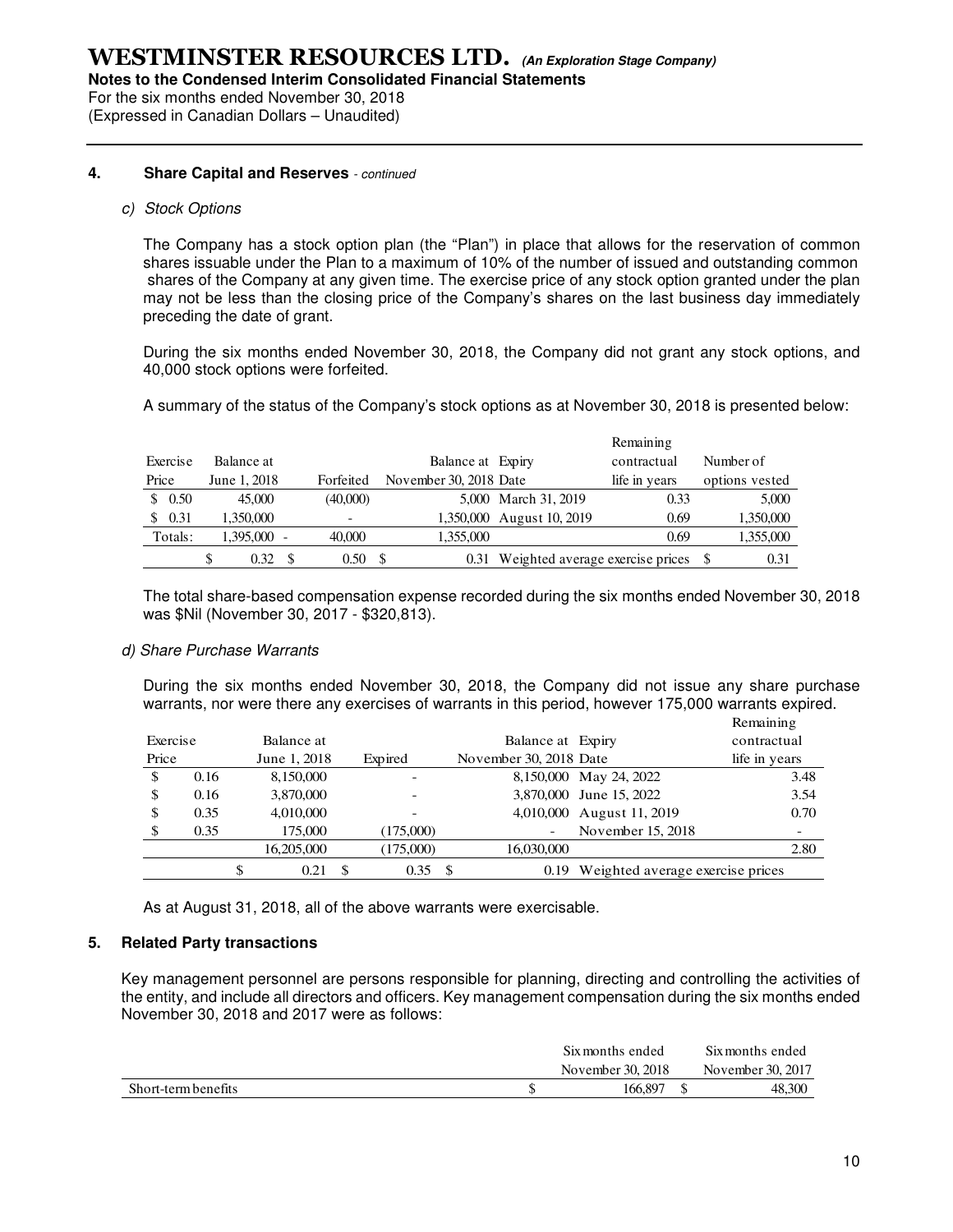## 4. Share Capital and Reserves - *continued*

### c) Stock Options

The Company has a stock option plan (the "Plan") in place that allows for the reservation of common shares issuable under the Plan to a maximum of 10% of the number of issued and outstanding common shares of the Company at any given time. The exercise price of any stock option granted under the plan may not be less than the closing price of the Company's shares on the last business day immediately preceding the date of grant.

During the six months ended November 30, 2018, the Company did not grant any stock options, and 40,000 stock options were forfeited.

A summary of the status of the Company's stock options as at November 30, 2018 is presented below:

| Exercise Price | Balance at June 1, 2018 | Forfeited | Balance at November 30, 2018 | Expiry Date | Remaining contractual life in years | Number of options vested |
|---|---|---|---|---|---|---|
| $ 0.50 | 45,000 | (40,000) | 5,000 | March 31, 2019 | 0.33 | 5,000 |
| $ 0.31 | 1,350,000 | - | 1,350,000 | August 10, 2019 | 0.69 | 1,350,000 |
| Totals: | 1,395,000 | - 40,000 | 1,355,000 | | 0.69 | 1,355,000 |
| | $ 0.32 | $ 0.50 | $ 0.31 | Weighted average exercise prices | | $ 0.31 |

The total share-based compensation expense recorded during the six months ended November 30, 2018 was $Nil (November 30, 2017 - $320,813).

### d) Share Purchase Warrants

During the six months ended November 30, 2018, the Company did not issue any share purchase warrants, nor were there any exercises of warrants in this period, however 175,000 warrants expired.

| Exercise Price | Balance at June 1, 2018 | Expired | Balance at November 30, 2018 | Expiry Date | Remaining contractual life in years |
|---|---|---|---|---|---|
| $ 0.16 | 8,150,000 | - | 8,150,000 | May 24, 2022 | 3.48 |
| $ 0.16 | 3,870,000 | - | 3,870,000 | June 15, 2022 | 3.54 |
| $ 0.35 | 4,010,000 | - | 4,010,000 | August 11, 2019 | 0.70 |
| $ 0.35 | 175,000 | (175,000) | - | November 15, 2018 | - |
| | 16,205,000 | (175,000) | 16,030,000 | | 2.80 |
| | $ 0.21 | $ 0.35 | $ 0.19 | Weighted average exercise prices | |

As at August 31, 2018, all of the above warrants were exercisable.

## 5. Related Party transactions

Key management personnel are persons responsible for planning, directing and controlling the activities of the entity, and include all directors and officers. Key management compensation during the six months ended November 30, 2018 and 2017 were as follows:

| | Six months ended November 30, 2018 | Six months ended November 30, 2017 |
|---|---|---|
| Short-term benefits | $ 166,897 | $ 48,300 |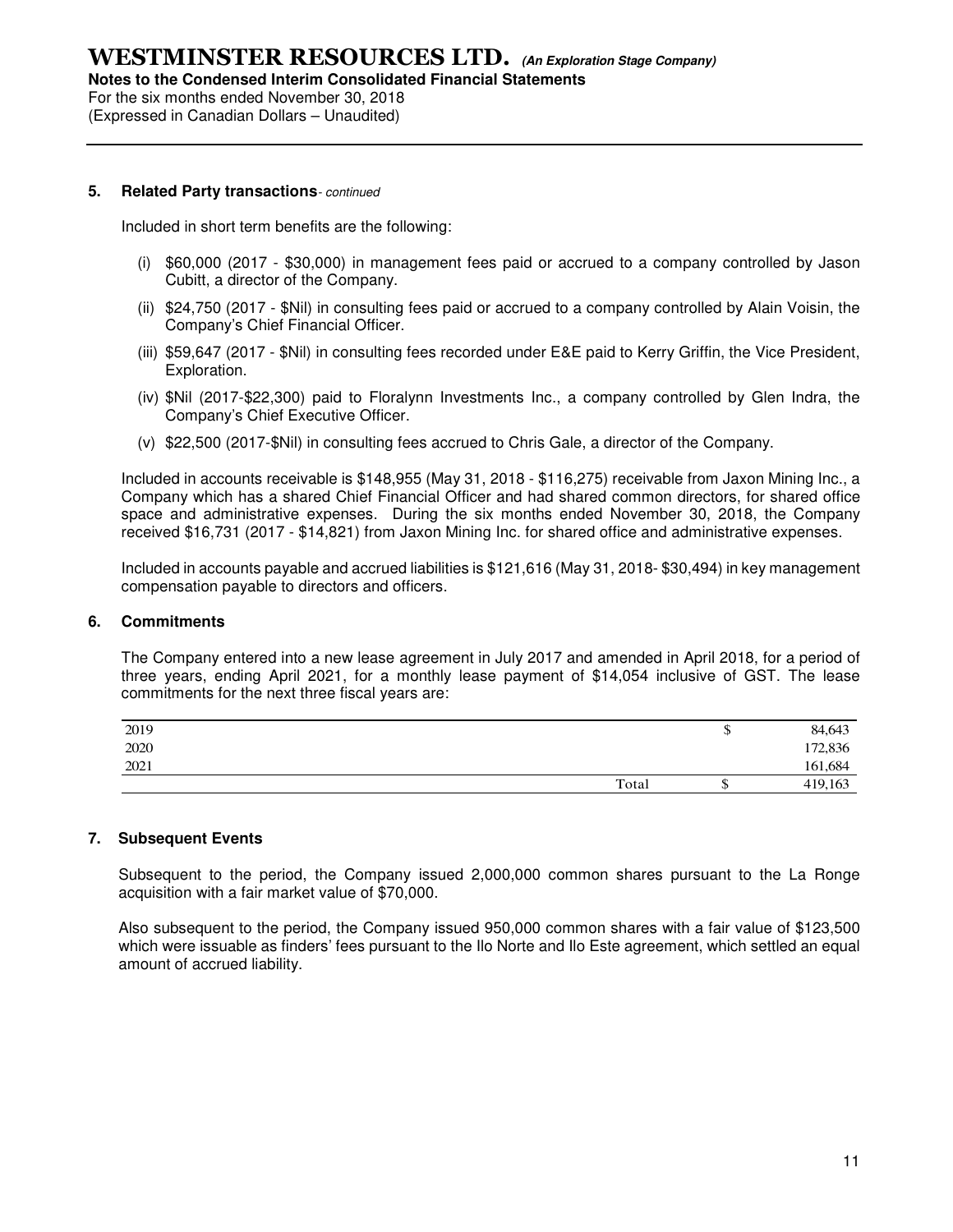### 5. Related Party transactions- *continued*

Included in short term benefits are the following:

(i) $60,000 (2017 - $30,000) in management fees paid or accrued to a company controlled by Jason Cubitt, a director of the Company.

(ii) $24,750 (2017 - $Nil) in consulting fees paid or accrued to a company controlled by Alain Voisin, the Company's Chief Financial Officer.

(iii) $59,647 (2017 - $Nil) in consulting fees recorded under E&E paid to Kerry Griffin, the Vice President, Exploration.

(iv) $Nil (2017-$22,300) paid to Floralynn Investments Inc., a company controlled by Glen Indra, the Company's Chief Executive Officer.

(v) $22,500 (2017-$Nil) in consulting fees accrued to Chris Gale, a director of the Company.

Included in accounts receivable is $148,955 (May 31, 2018 - $116,275) receivable from Jaxon Mining Inc., a Company which has a shared Chief Financial Officer and had shared common directors, for shared office space and administrative expenses. During the six months ended November 30, 2018, the Company received $16,731 (2017 - $14,821) from Jaxon Mining Inc. for shared office and administrative expenses.

Included in accounts payable and accrued liabilities is $121,616 (May 31, 2018- $30,494) in key management compensation payable to directors and officers.

### 6. Commitments

The Company entered into a new lease agreement in July 2017 and amended in April 2018, for a period of three years, ending April 2021, for a monthly lease payment of $14,054 inclusive of GST. The lease commitments for the next three fiscal years are:

| | | | |
|---|---|---|---|
| 2019 | | $ | 84,643 |
| 2020 | | | 172,836 |
| 2021 | | | 161,684 |
| | Total | $ | 419,163 |

### 7. Subsequent Events

Subsequent to the period, the Company issued 2,000,000 common shares pursuant to the La Ronge acquisition with a fair market value of $70,000.

Also subsequent to the period, the Company issued 950,000 common shares with a fair value of $123,500 which were issuable as finders' fees pursuant to the Ilo Norte and Ilo Este agreement, which settled an equal amount of accrued liability.